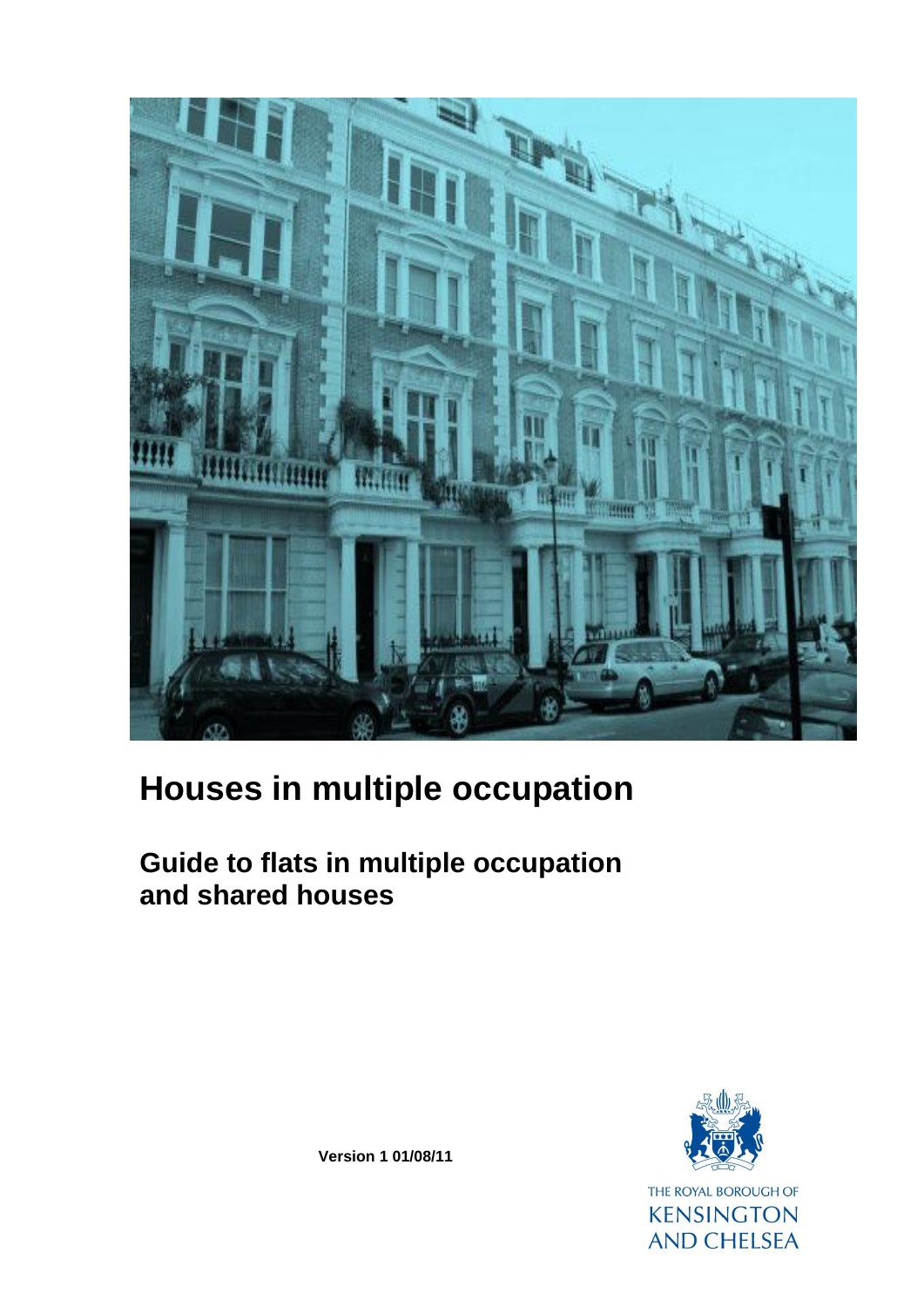# Houses in multiple occupation

## Guide to flats in multiple occupation and shared houses

**Version 1 01/08/11**

THE ROYAL BOROUGH OF KENSINGTON AND CHELSEA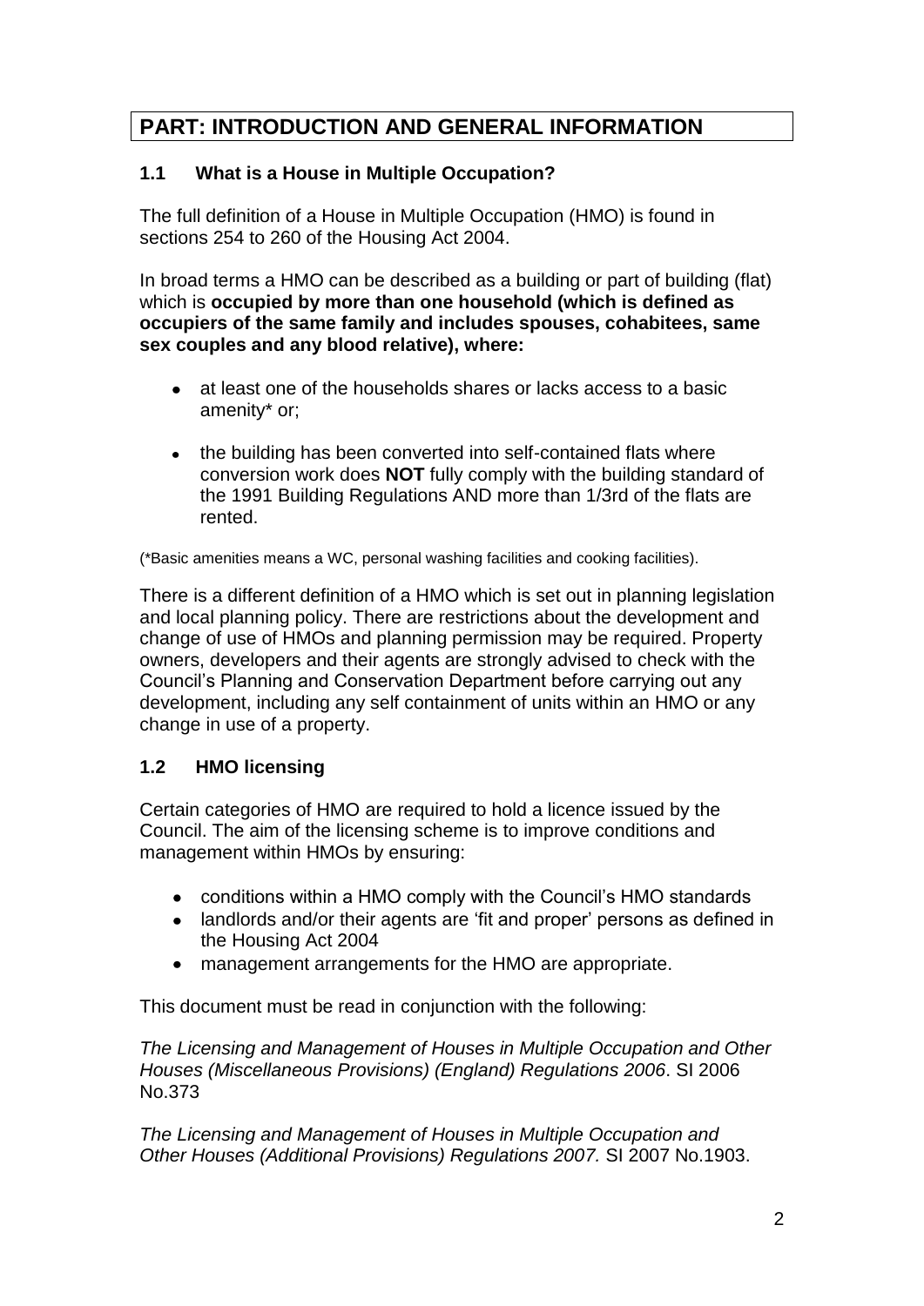# PART: INTRODUCTION AND GENERAL INFORMATION

## 1.1 What is a House in Multiple Occupation?

The full definition of a House in Multiple Occupation (HMO) is found in sections 254 to 260 of the Housing Act 2004.

In broad terms a HMO can be described as a building or part of building (flat) which is **occupied by more than one household (which is defined as occupiers of the same family and includes spouses, cohabitees, same sex couples and any blood relative), where:**

- at least one of the households shares or lacks access to a basic amenity* or;
- the building has been converted into self-contained flats where conversion work does **NOT** fully comply with the building standard of the 1991 Building Regulations AND more than 1/3rd of the flats are rented.

(*Basic amenities means a WC, personal washing facilities and cooking facilities).

There is a different definition of a HMO which is set out in planning legislation and local planning policy. There are restrictions about the development and change of use of HMOs and planning permission may be required. Property owners, developers and their agents are strongly advised to check with the Council's Planning and Conservation Department before carrying out any development, including any self containment of units within an HMO or any change in use of a property.

## 1.2 HMO licensing

Certain categories of HMO are required to hold a licence issued by the Council. The aim of the licensing scheme is to improve conditions and management within HMOs by ensuring:

- conditions within a HMO comply with the Council's HMO standards
- landlords and/or their agents are 'fit and proper' persons as defined in the Housing Act 2004
- management arrangements for the HMO are appropriate.

This document must be read in conjunction with the following:

*The Licensing and Management of Houses in Multiple Occupation and Other Houses (Miscellaneous Provisions) (England) Regulations 2006*. SI 2006 No.373

*The Licensing and Management of Houses in Multiple Occupation and Other Houses (Additional Provisions) Regulations 2007.* SI 2007 No.1903.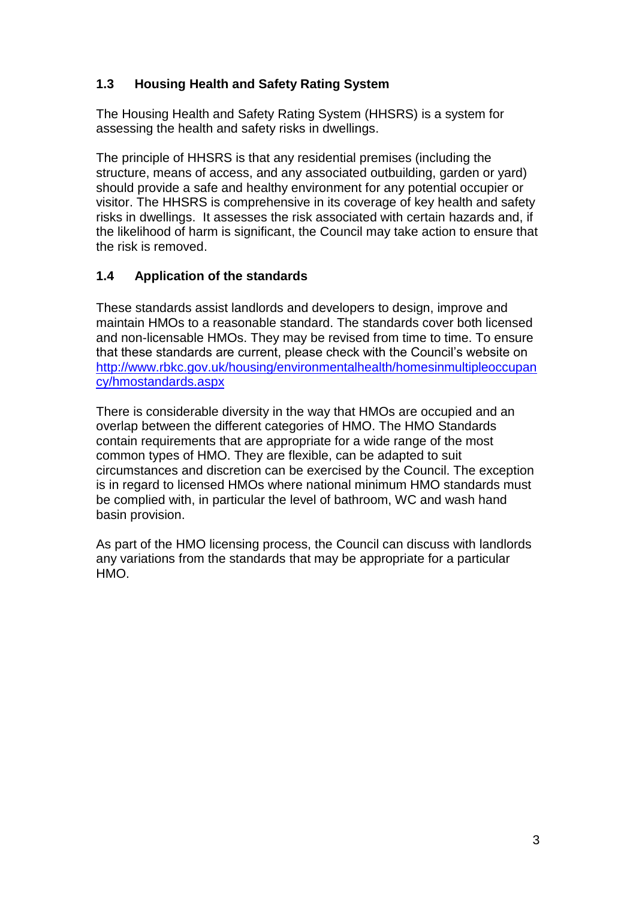### 1.3 Housing Health and Safety Rating System

The Housing Health and Safety Rating System (HHSRS) is a system for assessing the health and safety risks in dwellings.

The principle of HHSRS is that any residential premises (including the structure, means of access, and any associated outbuilding, garden or yard) should provide a safe and healthy environment for any potential occupier or visitor. The HHSRS is comprehensive in its coverage of key health and safety risks in dwellings. It assesses the risk associated with certain hazards and, if the likelihood of harm is significant, the Council may take action to ensure that the risk is removed.

### 1.4 Application of the standards

These standards assist landlords and developers to design, improve and maintain HMOs to a reasonable standard. The standards cover both licensed and non-licensable HMOs. They may be revised from time to time. To ensure that these standards are current, please check with the Council's website on [http://www.rbkc.gov.uk/housing/environmentalhealth/homesinmultipleoccupancy/hmostandards.aspx](http://www.rbkc.gov.uk/housing/environmentalhealth/homesinmultipleoccupancy/hmostandards.aspx)

There is considerable diversity in the way that HMOs are occupied and an overlap between the different categories of HMO. The HMO Standards contain requirements that are appropriate for a wide range of the most common types of HMO. They are flexible, can be adapted to suit circumstances and discretion can be exercised by the Council. The exception is in regard to licensed HMOs where national minimum HMO standards must be complied with, in particular the level of bathroom, WC and wash hand basin provision.

As part of the HMO licensing process, the Council can discuss with landlords any variations from the standards that may be appropriate for a particular HMO.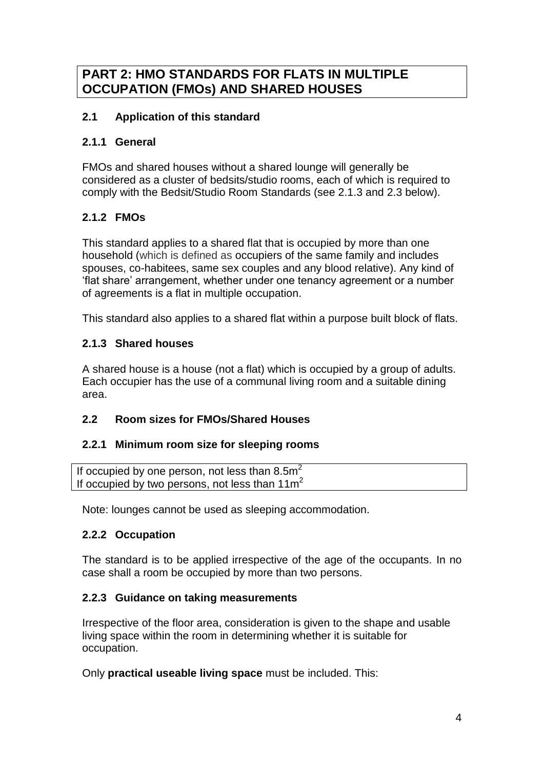## PART 2: HMO STANDARDS FOR FLATS IN MULTIPLE OCCUPATION (FMOs) AND SHARED HOUSES

### 2.1 Application of this standard

#### 2.1.1 General

FMOs and shared houses without a shared lounge will generally be considered as a cluster of bedsits/studio rooms, each of which is required to comply with the Bedsit/Studio Room Standards (see 2.1.3 and 2.3 below).

#### 2.1.2 FMOs

This standard applies to a shared flat that is occupied by more than one household (which is defined as occupiers of the same family and includes spouses, co-habitees, same sex couples and any blood relative). Any kind of 'flat share' arrangement, whether under one tenancy agreement or a number of agreements is a flat in multiple occupation.

This standard also applies to a shared flat within a purpose built block of flats.

#### 2.1.3 Shared houses

A shared house is a house (not a flat) which is occupied by a group of adults. Each occupier has the use of a communal living room and a suitable dining area.

### 2.2 Room sizes for FMOs/Shared Houses

#### 2.2.1 Minimum room size for sleeping rooms

If occupied by one person, not less than 8.5m$^2$
If occupied by two persons, not less than 11m$^2$

Note: lounges cannot be used as sleeping accommodation.

#### 2.2.2 Occupation

The standard is to be applied irrespective of the age of the occupants. In no case shall a room be occupied by more than two persons.

#### 2.2.3 Guidance on taking measurements

Irrespective of the floor area, consideration is given to the shape and usable living space within the room in determining whether it is suitable for occupation.

Only **practical useable living space** must be included. This: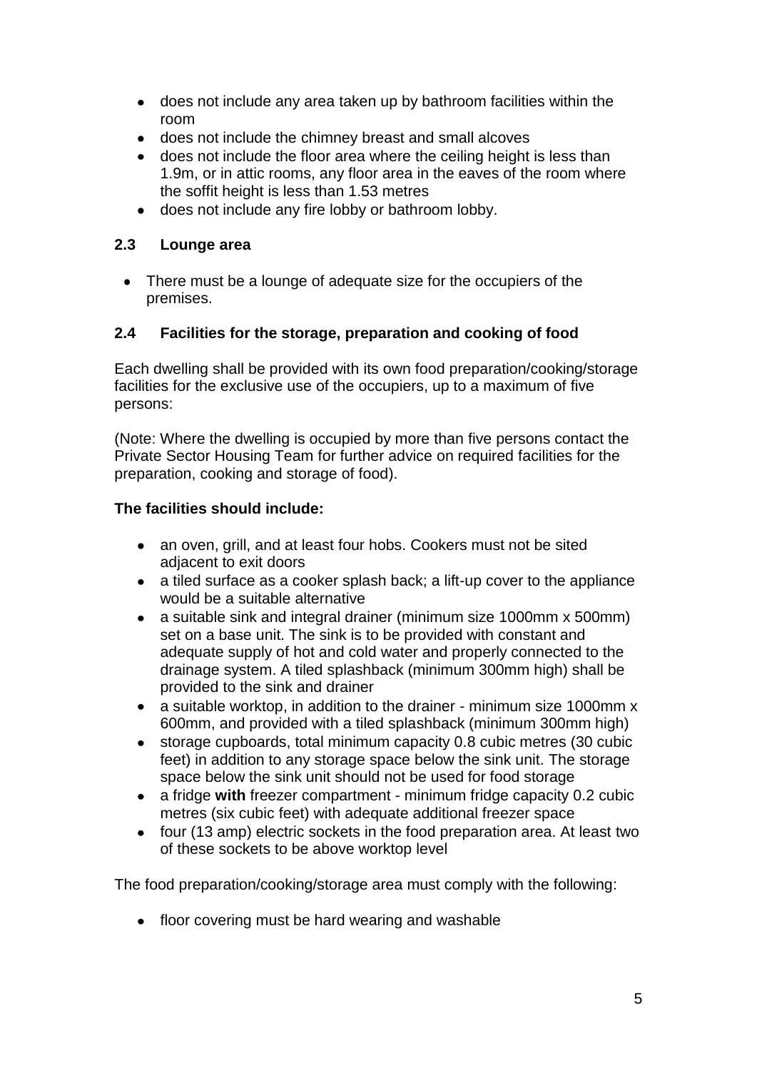- does not include any area taken up by bathroom facilities within the room
- does not include the chimney breast and small alcoves
- does not include the floor area where the ceiling height is less than 1.9m, or in attic rooms, any floor area in the eaves of the room where the soffit height is less than 1.53 metres
- does not include any fire lobby or bathroom lobby.

### 2.3 Lounge area

- There must be a lounge of adequate size for the occupiers of the premises.

### 2.4 Facilities for the storage, preparation and cooking of food

Each dwelling shall be provided with its own food preparation/cooking/storage facilities for the exclusive use of the occupiers, up to a maximum of five persons:

(Note: Where the dwelling is occupied by more than five persons contact the Private Sector Housing Team for further advice on required facilities for the preparation, cooking and storage of food).

**The facilities should include:**

- an oven, grill, and at least four hobs. Cookers must not be sited adjacent to exit doors
- a tiled surface as a cooker splash back; a lift-up cover to the appliance would be a suitable alternative
- a suitable sink and integral drainer (minimum size 1000mm x 500mm) set on a base unit. The sink is to be provided with constant and adequate supply of hot and cold water and properly connected to the drainage system. A tiled splashback (minimum 300mm high) shall be provided to the sink and drainer
- a suitable worktop, in addition to the drainer - minimum size 1000mm x 600mm, and provided with a tiled splashback (minimum 300mm high)
- storage cupboards, total minimum capacity 0.8 cubic metres (30 cubic feet) in addition to any storage space below the sink unit. The storage space below the sink unit should not be used for food storage
- a fridge **with** freezer compartment - minimum fridge capacity 0.2 cubic metres (six cubic feet) with adequate additional freezer space
- four (13 amp) electric sockets in the food preparation area. At least two of these sockets to be above worktop level

The food preparation/cooking/storage area must comply with the following:

- floor covering must be hard wearing and washable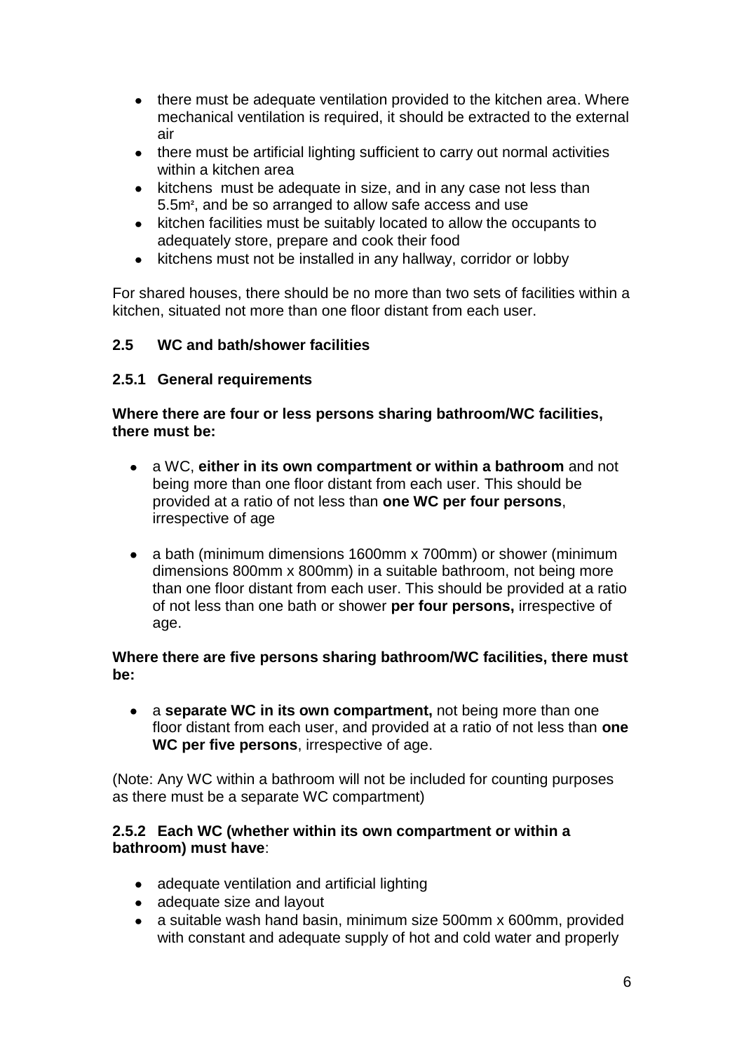- there must be adequate ventilation provided to the kitchen area. Where mechanical ventilation is required, it should be extracted to the external air
- there must be artificial lighting sufficient to carry out normal activities within a kitchen area
- kitchens must be adequate in size, and in any case not less than 5.5m², and be so arranged to allow safe access and use
- kitchen facilities must be suitably located to allow the occupants to adequately store, prepare and cook their food
- kitchens must not be installed in any hallway, corridor or lobby

For shared houses, there should be no more than two sets of facilities within a kitchen, situated not more than one floor distant from each user.

### 2.5 WC and bath/shower facilities

#### 2.5.1 General requirements

**Where there are four or less persons sharing bathroom/WC facilities, there must be:**

- a WC, **either in its own compartment or within a bathroom** and not being more than one floor distant from each user. This should be provided at a ratio of not less than **one WC per four persons**, irrespective of age

- a bath (minimum dimensions 1600mm x 700mm) or shower (minimum dimensions 800mm x 800mm) in a suitable bathroom, not being more than one floor distant from each user. This should be provided at a ratio of not less than one bath or shower **per four persons,** irrespective of age.

**Where there are five persons sharing bathroom/WC facilities, there must be:**

- a **separate WC in its own compartment,** not being more than one floor distant from each user, and provided at a ratio of not less than **one WC per five persons**, irrespective of age.

(Note: Any WC within a bathroom will not be included for counting purposes as there must be a separate WC compartment)

#### 2.5.2 Each WC (whether within its own compartment or within a bathroom) must have:

- adequate ventilation and artificial lighting
- adequate size and layout
- a suitable wash hand basin, minimum size 500mm x 600mm, provided with constant and adequate supply of hot and cold water and properly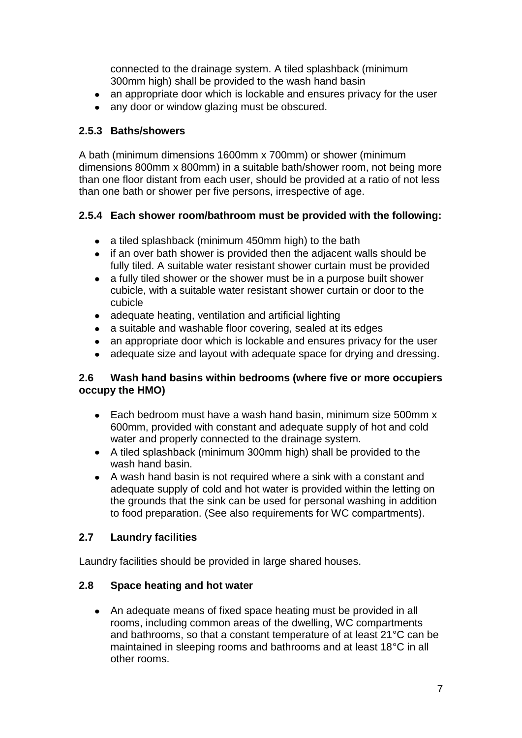connected to the drainage system. A tiled splashback (minimum 300mm high) shall be provided to the wash hand basin

- an appropriate door which is lockable and ensures privacy for the user
- any door or window glazing must be obscured.

### 2.5.3 Baths/showers

A bath (minimum dimensions 1600mm x 700mm) or shower (minimum dimensions 800mm x 800mm) in a suitable bath/shower room, not being more than one floor distant from each user, should be provided at a ratio of not less than one bath or shower per five persons, irrespective of age.

### 2.5.4 Each shower room/bathroom must be provided with the following:

- a tiled splashback (minimum 450mm high) to the bath
- if an over bath shower is provided then the adjacent walls should be fully tiled. A suitable water resistant shower curtain must be provided
- a fully tiled shower or the shower must be in a purpose built shower cubicle, with a suitable water resistant shower curtain or door to the cubicle
- adequate heating, ventilation and artificial lighting
- a suitable and washable floor covering, sealed at its edges
- an appropriate door which is lockable and ensures privacy for the user
- adequate size and layout with adequate space for drying and dressing.

## 2.6 Wash hand basins within bedrooms (where five or more occupiers occupy the HMO)

- Each bedroom must have a wash hand basin, minimum size 500mm x 600mm, provided with constant and adequate supply of hot and cold water and properly connected to the drainage system.
- A tiled splashback (minimum 300mm high) shall be provided to the wash hand basin.
- A wash hand basin is not required where a sink with a constant and adequate supply of cold and hot water is provided within the letting on the grounds that the sink can be used for personal washing in addition to food preparation. (See also requirements for WC compartments).

## 2.7 Laundry facilities

Laundry facilities should be provided in large shared houses.

## 2.8 Space heating and hot water

- An adequate means of fixed space heating must be provided in all rooms, including common areas of the dwelling, WC compartments and bathrooms, so that a constant temperature of at least 21°C can be maintained in sleeping rooms and bathrooms and at least 18°C in all other rooms.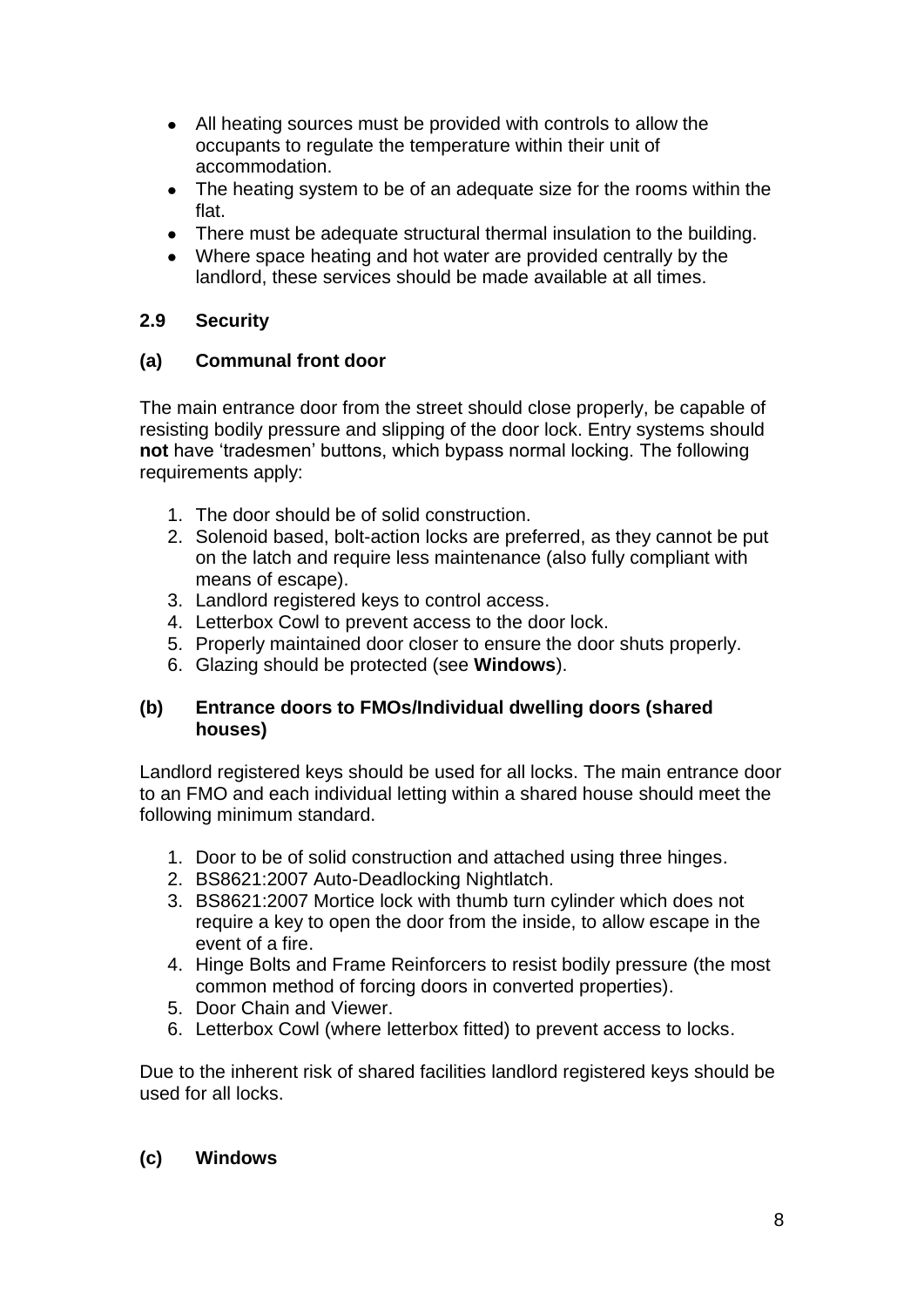- All heating sources must be provided with controls to allow the occupants to regulate the temperature within their unit of accommodation.
- The heating system to be of an adequate size for the rooms within the flat.
- There must be adequate structural thermal insulation to the building.
- Where space heating and hot water are provided centrally by the landlord, these services should be made available at all times.

### 2.9 Security

#### (a) Communal front door

The main entrance door from the street should close properly, be capable of resisting bodily pressure and slipping of the door lock. Entry systems should **not** have 'tradesmen' buttons, which bypass normal locking. The following requirements apply:

1. The door should be of solid construction.
2. Solenoid based, bolt-action locks are preferred, as they cannot be put on the latch and require less maintenance (also fully compliant with means of escape).
3. Landlord registered keys to control access.
4. Letterbox Cowl to prevent access to the door lock.
5. Properly maintained door closer to ensure the door shuts properly.
6. Glazing should be protected (see **Windows**).

#### (b) Entrance doors to FMOs/Individual dwelling doors (shared houses)

Landlord registered keys should be used for all locks. The main entrance door to an FMO and each individual letting within a shared house should meet the following minimum standard.

1. Door to be of solid construction and attached using three hinges.
2. BS8621:2007 Auto-Deadlocking Nightlatch.
3. BS8621:2007 Mortice lock with thumb turn cylinder which does not require a key to open the door from the inside, to allow escape in the event of a fire.
4. Hinge Bolts and Frame Reinforcers to resist bodily pressure (the most common method of forcing doors in converted properties).
5. Door Chain and Viewer.
6. Letterbox Cowl (where letterbox fitted) to prevent access to locks.

Due to the inherent risk of shared facilities landlord registered keys should be used for all locks.

#### (c) Windows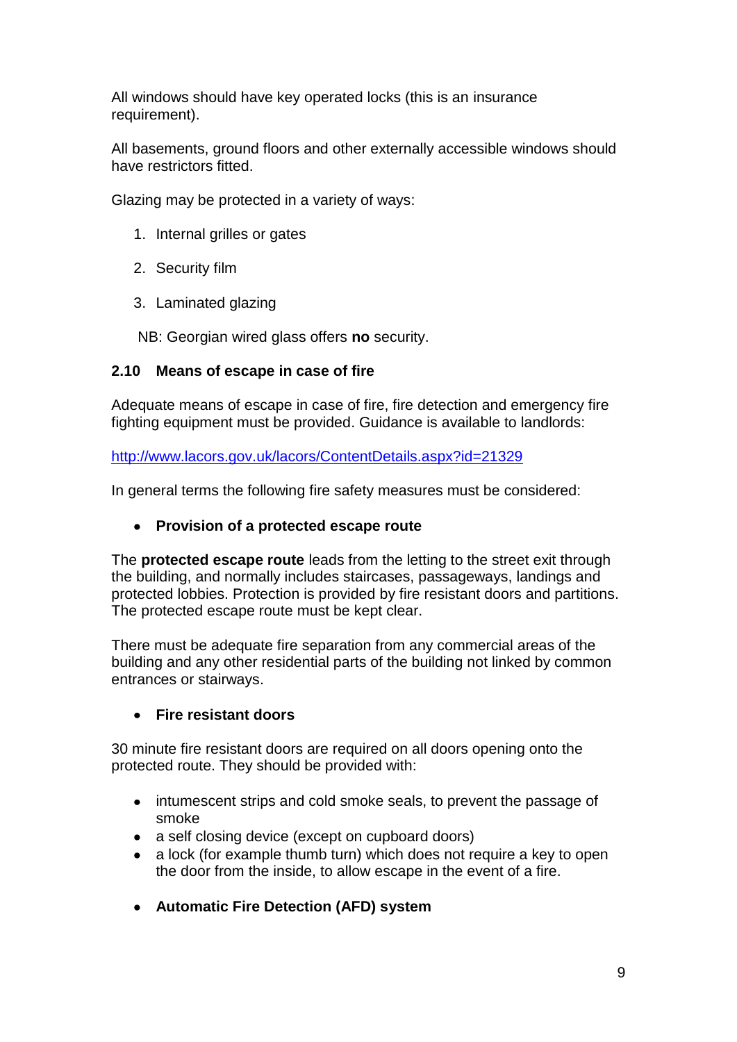All windows should have key operated locks (this is an insurance requirement).

All basements, ground floors and other externally accessible windows should have restrictors fitted.

Glazing may be protected in a variety of ways:

1. Internal grilles or gates
2. Security film
3. Laminated glazing

NB: Georgian wired glass offers **no** security.

### 2.10 Means of escape in case of fire

Adequate means of escape in case of fire, fire detection and emergency fire fighting equipment must be provided. Guidance is available to landlords:

http://www.lacors.gov.uk/lacors/ContentDetails.aspx?id=21329

In general terms the following fire safety measures must be considered:

- **Provision of a protected escape route**

The **protected escape route** leads from the letting to the street exit through the building, and normally includes staircases, passageways, landings and protected lobbies. Protection is provided by fire resistant doors and partitions. The protected escape route must be kept clear.

There must be adequate fire separation from any commercial areas of the building and any other residential parts of the building not linked by common entrances or stairways.

- **Fire resistant doors**

30 minute fire resistant doors are required on all doors opening onto the protected route. They should be provided with:

- intumescent strips and cold smoke seals, to prevent the passage of smoke
- a self closing device (except on cupboard doors)
- a lock (for example thumb turn) which does not require a key to open the door from the inside, to allow escape in the event of a fire.

- **Automatic Fire Detection (AFD) system**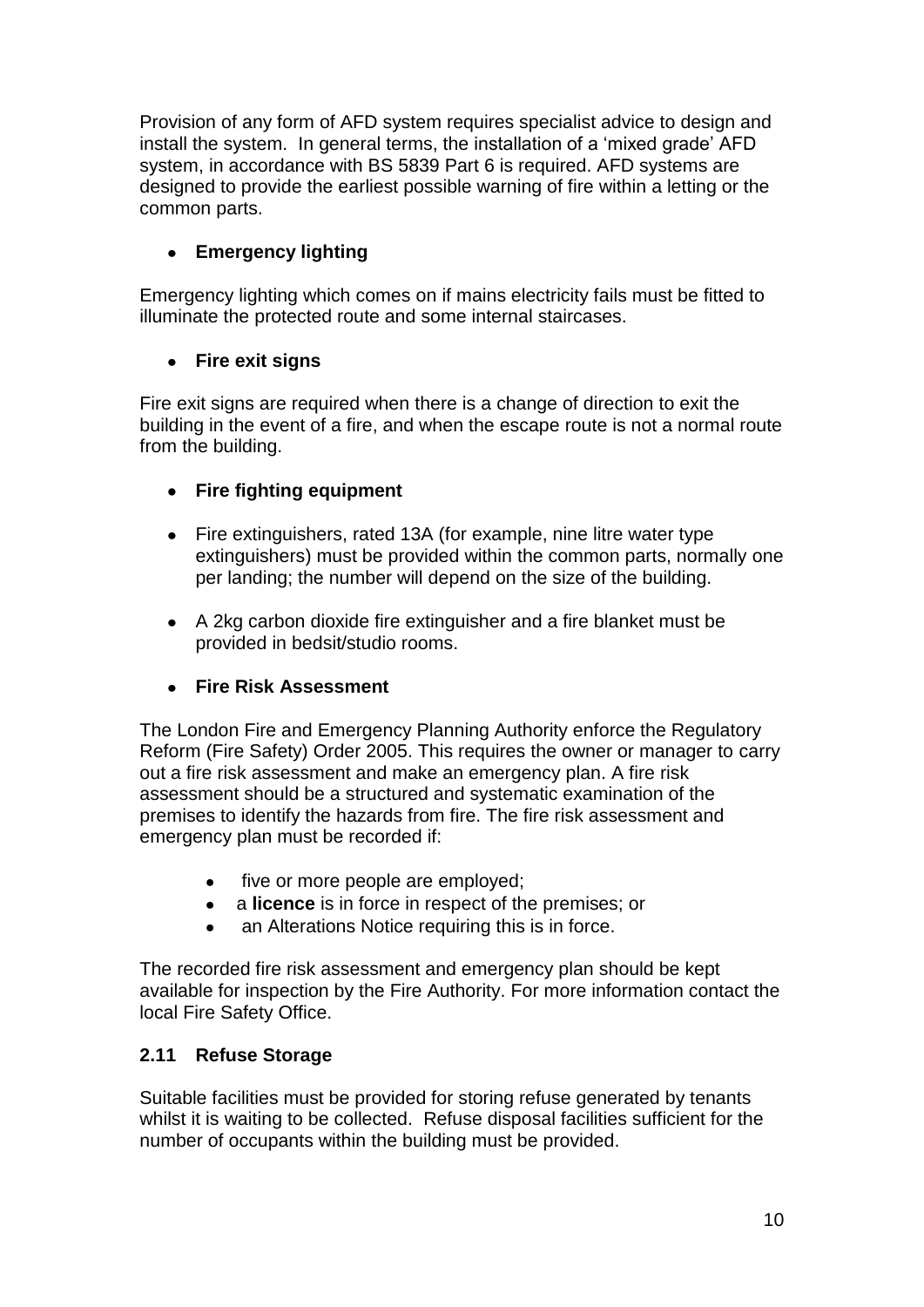Provision of any form of AFD system requires specialist advice to design and install the system.  In general terms, the installation of a 'mixed grade' AFD system, in accordance with BS 5839 Part 6 is required. AFD systems are designed to provide the earliest possible warning of fire within a letting or the common parts.

- **Emergency lighting**

Emergency lighting which comes on if mains electricity fails must be fitted to illuminate the protected route and some internal staircases.

- **Fire exit signs**

Fire exit signs are required when there is a change of direction to exit the building in the event of a fire, and when the escape route is not a normal route from the building.

- **Fire fighting equipment**

- Fire extinguishers, rated 13A (for example, nine litre water type extinguishers) must be provided within the common parts, normally one per landing; the number will depend on the size of the building.

- A 2kg carbon dioxide fire extinguisher and a fire blanket must be provided in bedsit/studio rooms.

- **Fire Risk Assessment**

The London Fire and Emergency Planning Authority enforce the Regulatory Reform (Fire Safety) Order 2005. This requires the owner or manager to carry out a fire risk assessment and make an emergency plan. A fire risk assessment should be a structured and systematic examination of the premises to identify the hazards from fire. The fire risk assessment and emergency plan must be recorded if:

- five or more people are employed;
- a **licence** is in force in respect of the premises; or
- an Alterations Notice requiring this is in force.

The recorded fire risk assessment and emergency plan should be kept available for inspection by the Fire Authority. For more information contact the local Fire Safety Office.

### 2.11 Refuse Storage

Suitable facilities must be provided for storing refuse generated by tenants whilst it is waiting to be collected.  Refuse disposal facilities sufficient for the number of occupants within the building must be provided.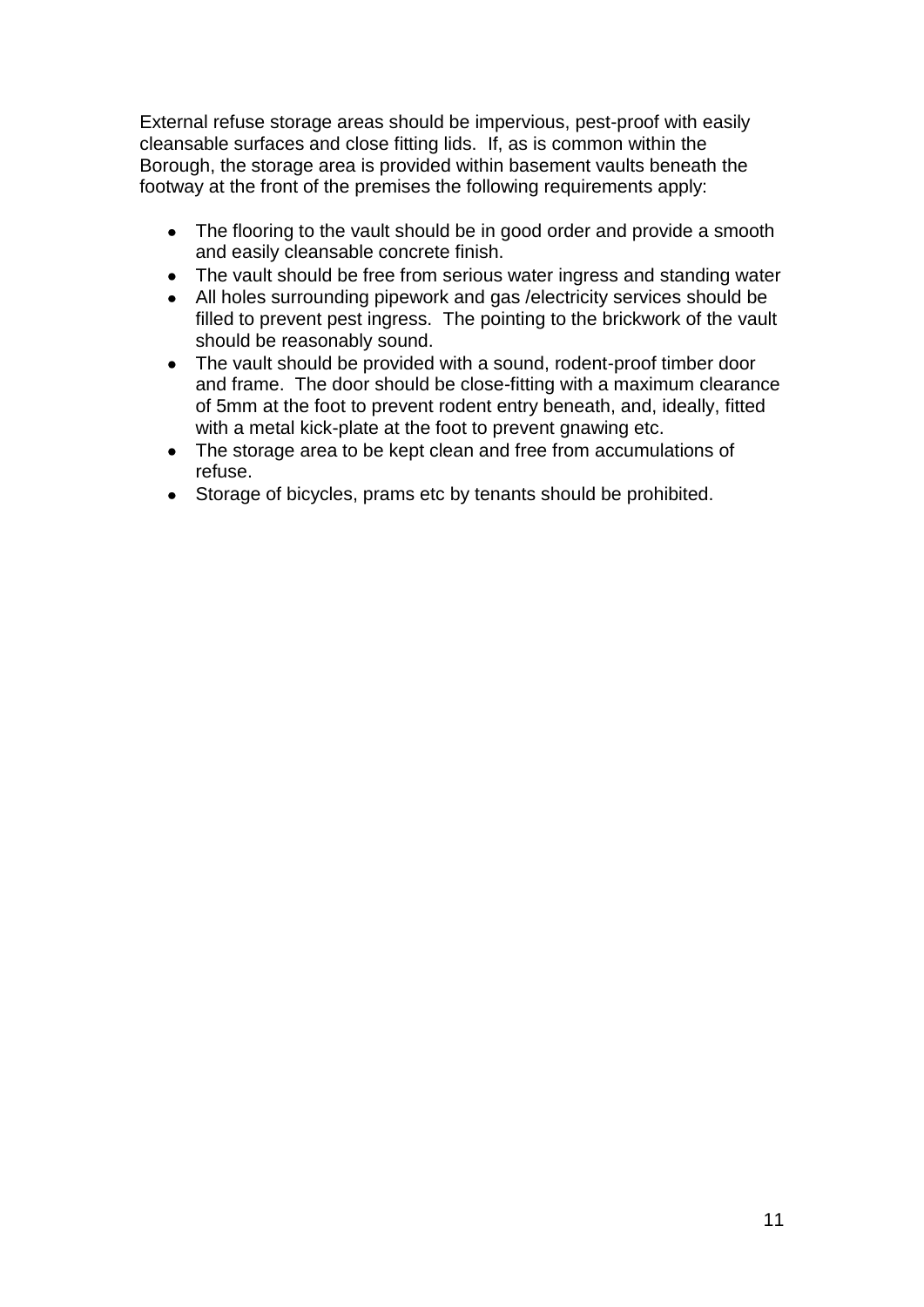External refuse storage areas should be impervious, pest-proof with easily cleansable surfaces and close fitting lids. If, as is common within the Borough, the storage area is provided within basement vaults beneath the footway at the front of the premises the following requirements apply:

- The flooring to the vault should be in good order and provide a smooth and easily cleansable concrete finish.
- The vault should be free from serious water ingress and standing water
- All holes surrounding pipework and gas /electricity services should be filled to prevent pest ingress. The pointing to the brickwork of the vault should be reasonably sound.
- The vault should be provided with a sound, rodent-proof timber door and frame. The door should be close-fitting with a maximum clearance of 5mm at the foot to prevent rodent entry beneath, and, ideally, fitted with a metal kick-plate at the foot to prevent gnawing etc.
- The storage area to be kept clean and free from accumulations of refuse.
- Storage of bicycles, prams etc by tenants should be prohibited.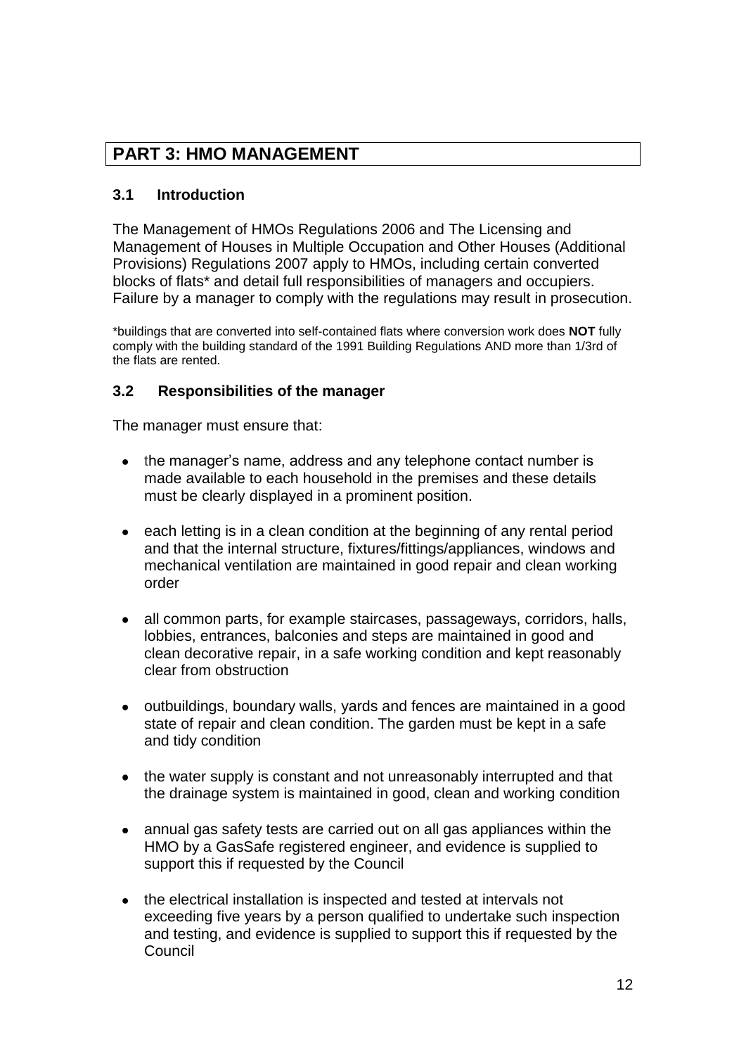# PART 3: HMO MANAGEMENT

## 3.1 Introduction

The Management of HMOs Regulations 2006 and The Licensing and Management of Houses in Multiple Occupation and Other Houses (Additional Provisions) Regulations 2007 apply to HMOs, including certain converted blocks of flats* and detail full responsibilities of managers and occupiers. Failure by a manager to comply with the regulations may result in prosecution.

*buildings that are converted into self-contained flats where conversion work does **NOT** fully comply with the building standard of the 1991 Building Regulations AND more than 1/3rd of the flats are rented.

## 3.2 Responsibilities of the manager

The manager must ensure that:

- the manager's name, address and any telephone contact number is made available to each household in the premises and these details must be clearly displayed in a prominent position.
- each letting is in a clean condition at the beginning of any rental period and that the internal structure, fixtures/fittings/appliances, windows and mechanical ventilation are maintained in good repair and clean working order
- all common parts, for example staircases, passageways, corridors, halls, lobbies, entrances, balconies and steps are maintained in good and clean decorative repair, in a safe working condition and kept reasonably clear from obstruction
- outbuildings, boundary walls, yards and fences are maintained in a good state of repair and clean condition. The garden must be kept in a safe and tidy condition
- the water supply is constant and not unreasonably interrupted and that the drainage system is maintained in good, clean and working condition
- annual gas safety tests are carried out on all gas appliances within the HMO by a GasSafe registered engineer, and evidence is supplied to support this if requested by the Council
- the electrical installation is inspected and tested at intervals not exceeding five years by a person qualified to undertake such inspection and testing, and evidence is supplied to support this if requested by the Council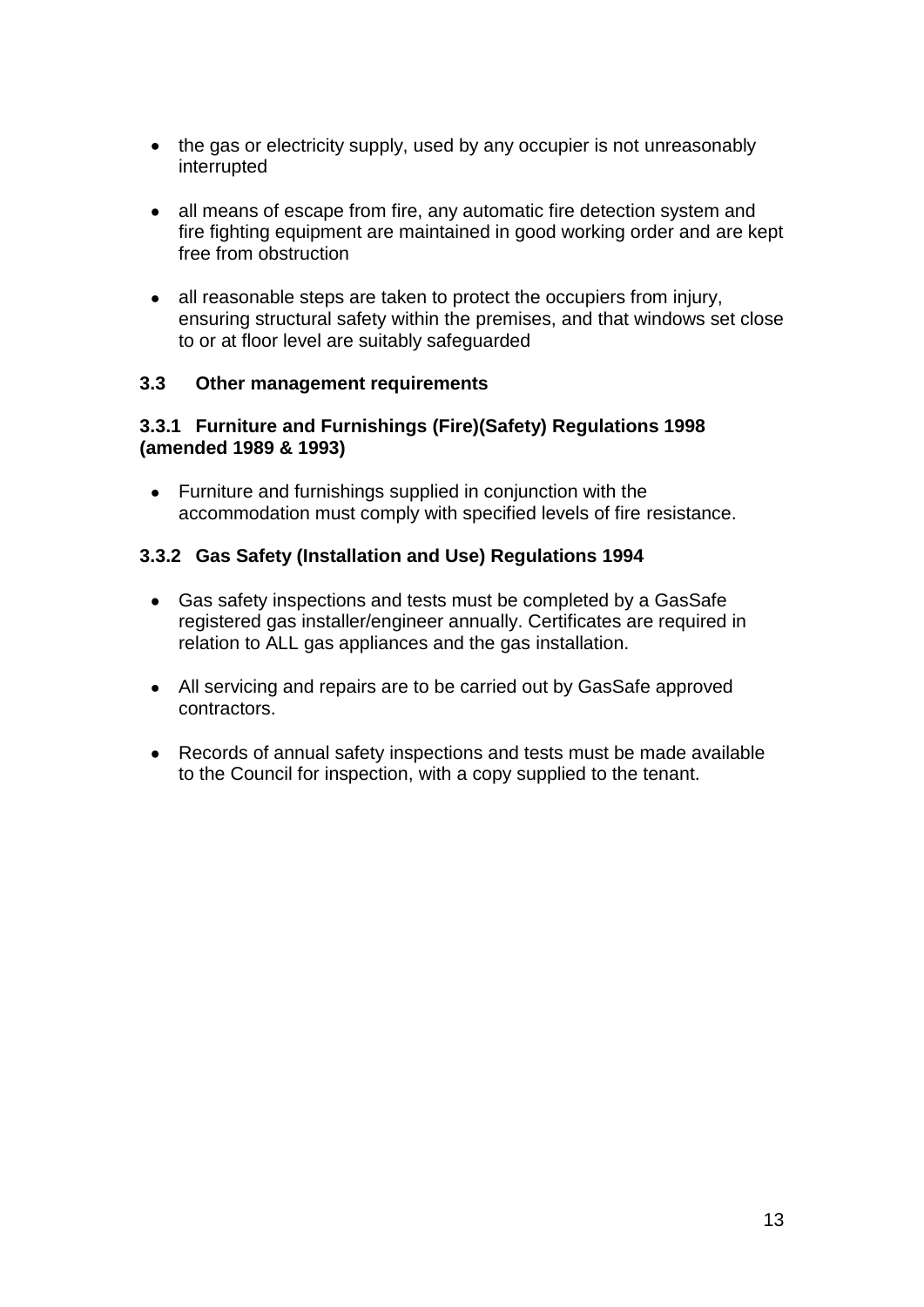- the gas or electricity supply, used by any occupier is not unreasonably interrupted

- all means of escape from fire, any automatic fire detection system and fire fighting equipment are maintained in good working order and are kept free from obstruction

- all reasonable steps are taken to protect the occupiers from injury, ensuring structural safety within the premises, and that windows set close to or at floor level are suitably safeguarded

### 3.3 Other management requirements

#### 3.3.1 Furniture and Furnishings (Fire)(Safety) Regulations 1998 (amended 1989 & 1993)

- Furniture and furnishings supplied in conjunction with the accommodation must comply with specified levels of fire resistance.

#### 3.3.2 Gas Safety (Installation and Use) Regulations 1994

- Gas safety inspections and tests must be completed by a GasSafe registered gas installer/engineer annually. Certificates are required in relation to ALL gas appliances and the gas installation.

- All servicing and repairs are to be carried out by GasSafe approved contractors.

- Records of annual safety inspections and tests must be made available to the Council for inspection, with a copy supplied to the tenant.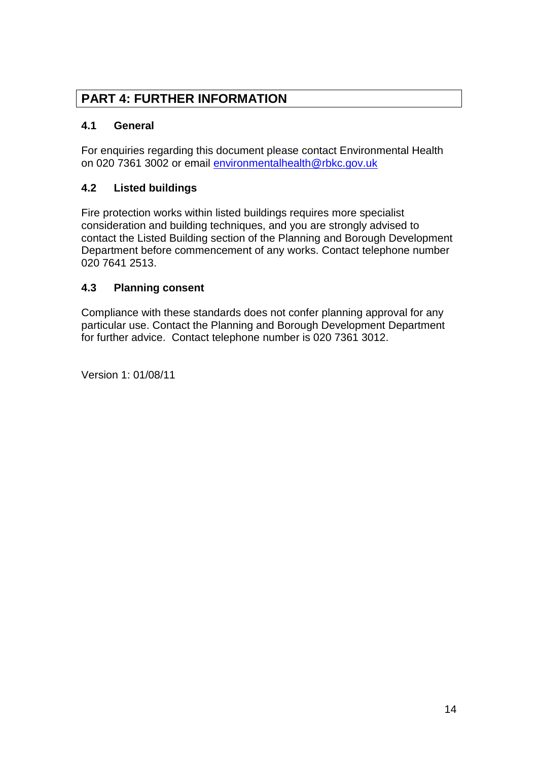## PART 4: FURTHER INFORMATION

### 4.1 General

For enquiries regarding this document please contact Environmental Health on 020 7361 3002 or email environmentalhealth@rbkc.gov.uk

### 4.2 Listed buildings

Fire protection works within listed buildings requires more specialist consideration and building techniques, and you are strongly advised to contact the Listed Building section of the Planning and Borough Development Department before commencement of any works. Contact telephone number 020 7641 2513.

### 4.3 Planning consent

Compliance with these standards does not confer planning approval for any particular use. Contact the Planning and Borough Development Department for further advice. Contact telephone number is 020 7361 3012.

Version 1: 01/08/11